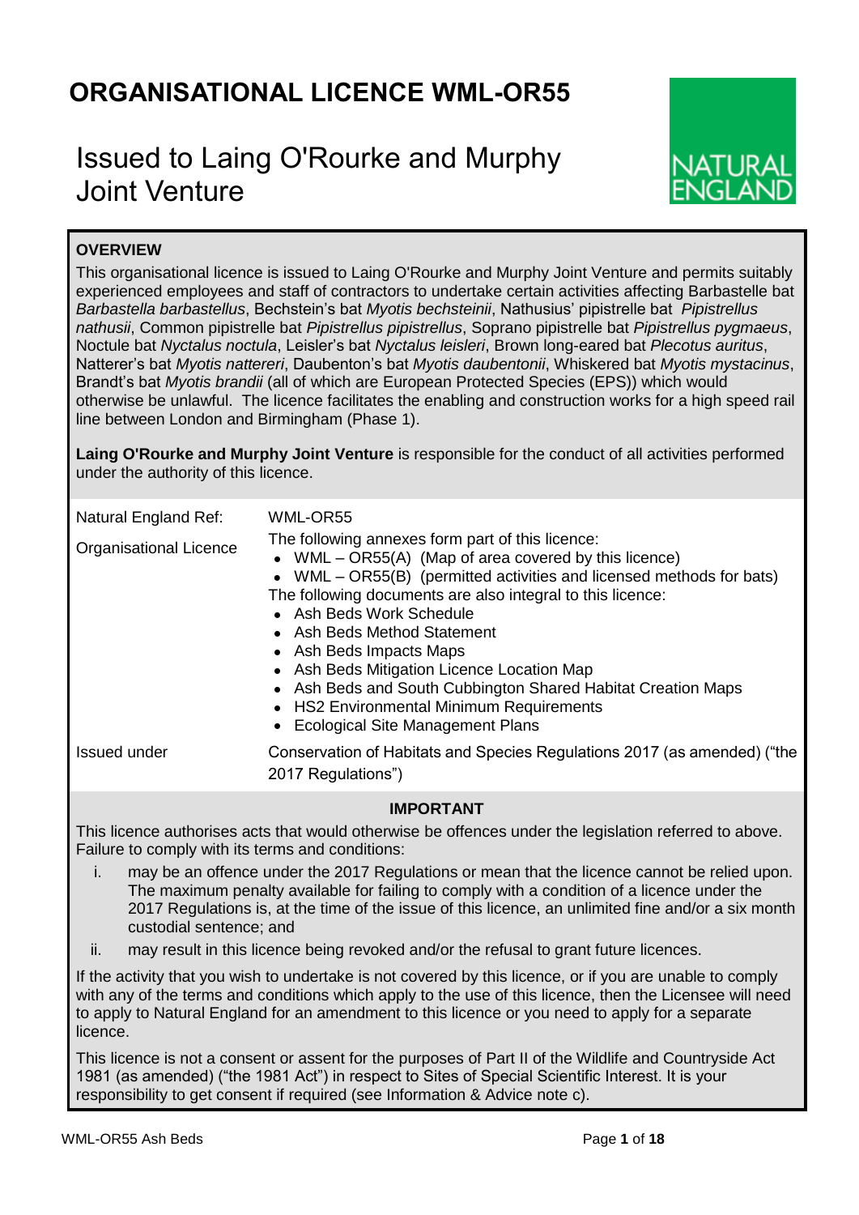# ORGANISATIONAL LICENCE WML-OR55

## Issued to Laing O'Rourke and Murphy Joint Venture

NATURAL ENGLAND

### OVERVIEW

This organisational licence is issued to Laing O'Rourke and Murphy Joint Venture and permits suitably experienced employees and staff of contractors to undertake certain activities affecting Barbastelle bat *Barbastella barbastellus*, Bechstein's bat *Myotis bechsteinii*, Nathusius' pipistrelle bat *Pipistrellus nathusii*, Common pipistrelle bat *Pipistrellus pipistrellus*, Soprano pipistrelle bat *Pipistrellus pygmaeus*, Noctule bat *Nyctalus noctula*, Leisler's bat *Nyctalus leisleri*, Brown long-eared bat *Plecotus auritus*, Natterer's bat *Myotis nattereri*, Daubenton's bat *Myotis daubentonii*, Whiskered bat *Myotis mystacinus*, Brandt's bat *Myotis brandii* (all of which are European Protected Species (EPS)) which would otherwise be unlawful. The licence facilitates the enabling and construction works for a high speed rail line between London and Birmingham (Phase 1).

**Laing O'Rourke and Murphy Joint Venture** is responsible for the conduct of all activities performed under the authority of this licence.

| | |
|---|---|
| Natural England Ref: | WML-OR55 |
| Organisational Licence | The following annexes form part of this licence:<br>• WML – OR55(A) (Map of area covered by this licence)<br>• WML – OR55(B) (permitted activities and licensed methods for bats)<br>The following documents are also integral to this licence:<br>• Ash Beds Work Schedule<br>• Ash Beds Method Statement<br>• Ash Beds Impacts Maps<br>• Ash Beds Mitigation Licence Location Map<br>• Ash Beds and South Cubbington Shared Habitat Creation Maps<br>• HS2 Environmental Minimum Requirements<br>• Ecological Site Management Plans |
| Issued under | Conservation of Habitats and Species Regulations 2017 (as amended) ("the 2017 Regulations") |

**IMPORTANT**

This licence authorises acts that would otherwise be offences under the legislation referred to above. Failure to comply with its terms and conditions:

i. may be an offence under the 2017 Regulations or mean that the licence cannot be relied upon. The maximum penalty available for failing to comply with a condition of a licence under the 2017 Regulations is, at the time of the issue of this licence, an unlimited fine and/or a six month custodial sentence; and

ii. may result in this licence being revoked and/or the refusal to grant future licences.

If the activity that you wish to undertake is not covered by this licence, or if you are unable to comply with any of the terms and conditions which apply to the use of this licence, then the Licensee will need to apply to Natural England for an amendment to this licence or you need to apply for a separate licence.

This licence is not a consent or assent for the purposes of Part II of the Wildlife and Countryside Act 1981 (as amended) ("the 1981 Act") in respect to Sites of Special Scientific Interest. It is your responsibility to get consent if required (see Information & Advice note c).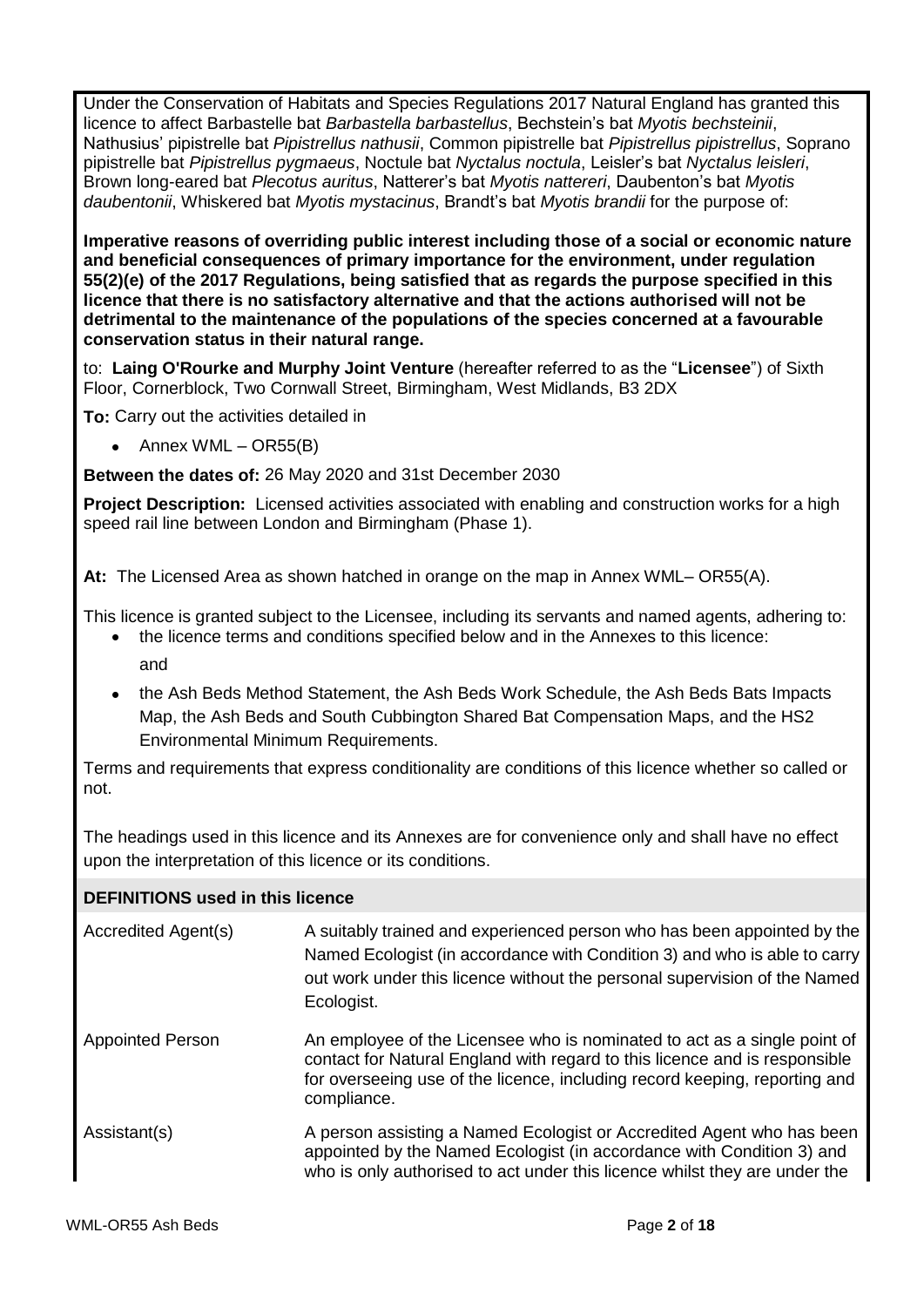Under the Conservation of Habitats and Species Regulations 2017 Natural England has granted this licence to affect Barbastelle bat *Barbastella barbastellus*, Bechstein's bat *Myotis bechsteinii*, Nathusius' pipistrelle bat *Pipistrellus nathusii*, Common pipistrelle bat *Pipistrellus pipistrellus*, Soprano pipistrelle bat *Pipistrellus pygmaeus*, Noctule bat *Nyctalus noctula*, Leisler's bat *Nyctalus leisleri*, Brown long-eared bat *Plecotus auritus*, Natterer's bat *Myotis nattereri*, Daubenton's bat *Myotis daubentonii*, Whiskered bat *Myotis mystacinus*, Brandt's bat *Myotis brandii* for the purpose of:

**Imperative reasons of overriding public interest including those of a social or economic nature and beneficial consequences of primary importance for the environment, under regulation 55(2)(e) of the 2017 Regulations, being satisfied that as regards the purpose specified in this licence that there is no satisfactory alternative and that the actions authorised will not be detrimental to the maintenance of the populations of the species concerned at a favourable conservation status in their natural range.**

to: **Laing O'Rourke and Murphy Joint Venture** (hereafter referred to as the "**Licensee**") of Sixth Floor, Cornerblock, Two Cornwall Street, Birmingham, West Midlands, B3 2DX

**To:** Carry out the activities detailed in

- Annex WML – OR55(B)

**Between the dates of:** 26 May 2020 and 31st December 2030

**Project Description:** Licensed activities associated with enabling and construction works for a high speed rail line between London and Birmingham (Phase 1).

**At:** The Licensed Area as shown hatched in orange on the map in Annex WML– OR55(A).

This licence is granted subject to the Licensee, including its servants and named agents, adhering to:

- the licence terms and conditions specified below and in the Annexes to this licence:

  and

- the Ash Beds Method Statement, the Ash Beds Work Schedule, the Ash Beds Bats Impacts Map, the Ash Beds and South Cubbington Shared Bat Compensation Maps, and the HS2 Environmental Minimum Requirements.

Terms and requirements that express conditionality are conditions of this licence whether so called or not.

The headings used in this licence and its Annexes are for convenience only and shall have no effect upon the interpretation of this licence or its conditions.

**DEFINITIONS used in this licence**

| | |
|---|---|
| Accredited Agent(s) | A suitably trained and experienced person who has been appointed by the Named Ecologist (in accordance with Condition 3) and who is able to carry out work under this licence without the personal supervision of the Named Ecologist. |
| Appointed Person | An employee of the Licensee who is nominated to act as a single point of contact for Natural England with regard to this licence and is responsible for overseeing use of the licence, including record keeping, reporting and compliance. |
| Assistant(s) | A person assisting a Named Ecologist or Accredited Agent who has been appointed by the Named Ecologist (in accordance with Condition 3) and who is only authorised to act under this licence whilst they are under the |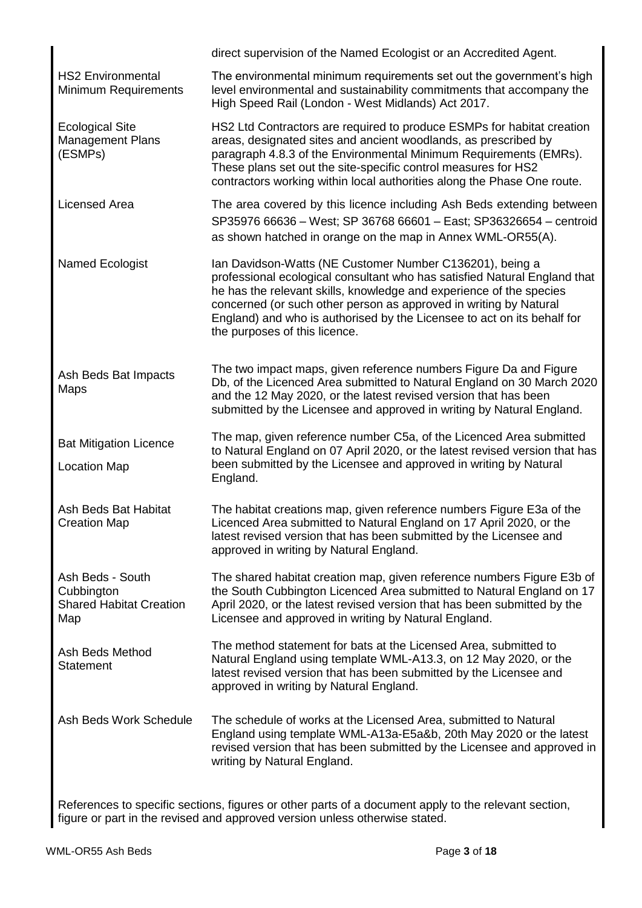| | |
|---|---|
| | direct supervision of the Named Ecologist or an Accredited Agent. |
| HS2 Environmental Minimum Requirements | The environmental minimum requirements set out the government's high level environmental and sustainability commitments that accompany the High Speed Rail (London - West Midlands) Act 2017. |
| Ecological Site Management Plans (ESMPs) | HS2 Ltd Contractors are required to produce ESMPs for habitat creation areas, designated sites and ancient woodlands, as prescribed by paragraph 4.8.3 of the Environmental Minimum Requirements (EMRs). These plans set out the site-specific control measures for HS2 contractors working within local authorities along the Phase One route. |
| Licensed Area | The area covered by this licence including Ash Beds extending between SP35976 66636 – West; SP 36768 66601 – East; SP36326654 – centroid as shown hatched in orange on the map in Annex WML-OR55(A). |
| Named Ecologist | Ian Davidson-Watts (NE Customer Number C136201), being a professional ecological consultant who has satisfied Natural England that he has the relevant skills, knowledge and experience of the species concerned (or such other person as approved in writing by Natural England) and who is authorised by the Licensee to act on its behalf for the purposes of this licence. |
| Ash Beds Bat Impacts Maps | The two impact maps, given reference numbers Figure Da and Figure Db, of the Licenced Area submitted to Natural England on 30 March 2020 and the 12 May 2020, or the latest revised version that has been submitted by the Licensee and approved in writing by Natural England. |
| Bat Mitigation Licence Location Map | The map, given reference number C5a, of the Licenced Area submitted to Natural England on 07 April 2020, or the latest revised version that has been submitted by the Licensee and approved in writing by Natural England. |
| Ash Beds Bat Habitat Creation Map | The habitat creations map, given reference numbers Figure E3a of the Licenced Area submitted to Natural England on 17 April 2020, or the latest revised version that has been submitted by the Licensee and approved in writing by Natural England. |
| Ash Beds - South Cubbington Shared Habitat Creation Map | The shared habitat creation map, given reference numbers Figure E3b of the South Cubbington Licenced Area submitted to Natural England on 17 April 2020, or the latest revised version that has been submitted by the Licensee and approved in writing by Natural England. |
| Ash Beds Method Statement | The method statement for bats at the Licensed Area, submitted to Natural England using template WML-A13.3, on 12 May 2020, or the latest revised version that has been submitted by the Licensee and approved in writing by Natural England. |
| Ash Beds Work Schedule | The schedule of works at the Licensed Area, submitted to Natural England using template WML-A13a-E5a&b, 20th May 2020 or the latest revised version that has been submitted by the Licensee and approved in writing by Natural England. |

References to specific sections, figures or other parts of a document apply to the relevant section, figure or part in the revised and approved version unless otherwise stated.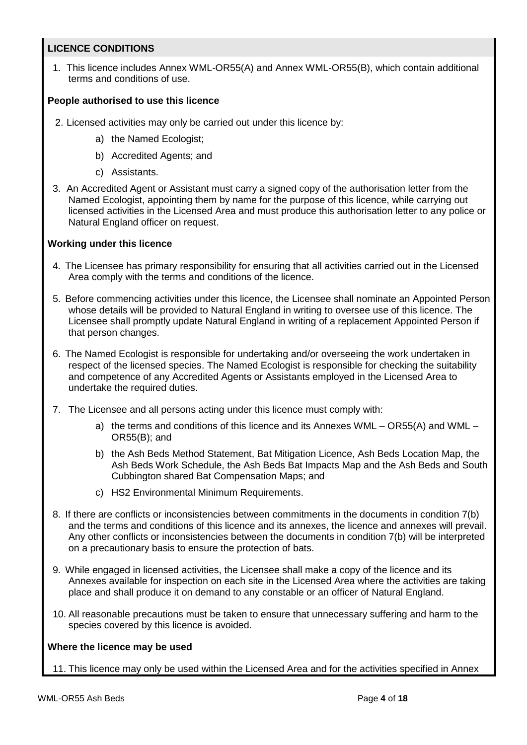## LICENCE CONDITIONS

1. This licence includes Annex WML-OR55(A) and Annex WML-OR55(B), which contain additional terms and conditions of use.

### People authorised to use this licence

2. Licensed activities may only be carried out under this licence by:
   a) the Named Ecologist;
   b) Accredited Agents; and
   c) Assistants.
3. An Accredited Agent or Assistant must carry a signed copy of the authorisation letter from the Named Ecologist, appointing them by name for the purpose of this licence, while carrying out licensed activities in the Licensed Area and must produce this authorisation letter to any police or Natural England officer on request.

### Working under this licence

4. The Licensee has primary responsibility for ensuring that all activities carried out in the Licensed Area comply with the terms and conditions of the licence.
5. Before commencing activities under this licence, the Licensee shall nominate an Appointed Person whose details will be provided to Natural England in writing to oversee use of this licence. The Licensee shall promptly update Natural England in writing of a replacement Appointed Person if that person changes.
6. The Named Ecologist is responsible for undertaking and/or overseeing the work undertaken in respect of the licensed species. The Named Ecologist is responsible for checking the suitability and competence of any Accredited Agents or Assistants employed in the Licensed Area to undertake the required duties.
7. The Licensee and all persons acting under this licence must comply with:
   a) the terms and conditions of this licence and its Annexes WML – OR55(A) and WML – OR55(B); and
   b) the Ash Beds Method Statement, Bat Mitigation Licence, Ash Beds Location Map, the Ash Beds Work Schedule, the Ash Beds Bat Impacts Map and the Ash Beds and South Cubbington shared Bat Compensation Maps; and
   c) HS2 Environmental Minimum Requirements.
8. If there are conflicts or inconsistencies between commitments in the documents in condition 7(b) and the terms and conditions of this licence and its annexes, the licence and annexes will prevail. Any other conflicts or inconsistencies between the documents in condition 7(b) will be interpreted on a precautionary basis to ensure the protection of bats.
9. While engaged in licensed activities, the Licensee shall make a copy of the licence and its Annexes available for inspection on each site in the Licensed Area where the activities are taking place and shall produce it on demand to any constable or an officer of Natural England.
10. All reasonable precautions must be taken to ensure that unnecessary suffering and harm to the species covered by this licence is avoided.

### Where the licence may be used

11. This licence may only be used within the Licensed Area and for the activities specified in Annex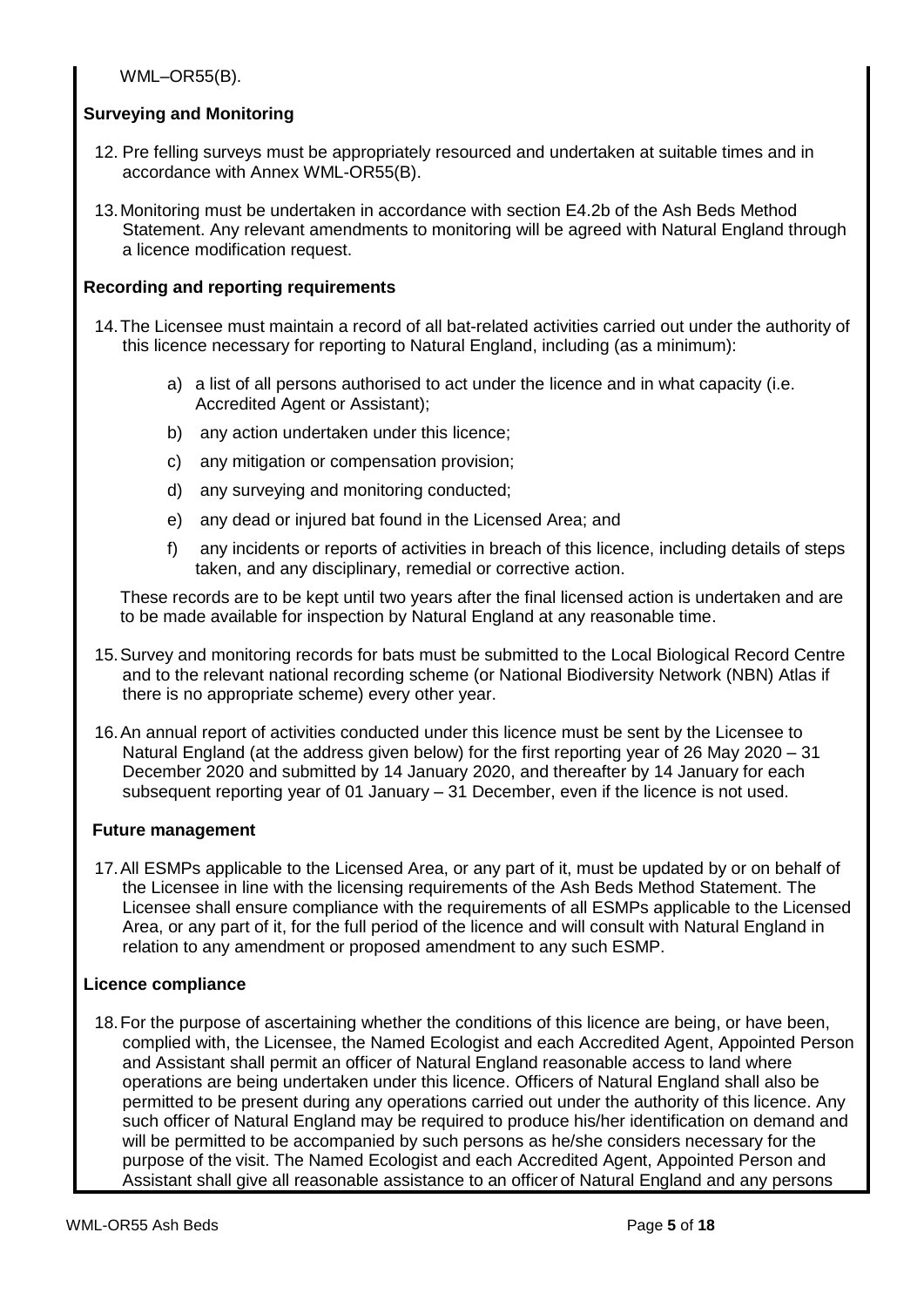WML–OR55(B).

**Surveying and Monitoring**

12. Pre felling surveys must be appropriately resourced and undertaken at suitable times and in accordance with Annex WML-OR55(B).

13. Monitoring must be undertaken in accordance with section E4.2b of the Ash Beds Method Statement. Any relevant amendments to monitoring will be agreed with Natural England through a licence modification request.

**Recording and reporting requirements**

14. The Licensee must maintain a record of all bat-related activities carried out under the authority of this licence necessary for reporting to Natural England, including (as a minimum):

    a) a list of all persons authorised to act under the licence and in what capacity (i.e. Accredited Agent or Assistant);

    b) any action undertaken under this licence;

    c) any mitigation or compensation provision;

    d) any surveying and monitoring conducted;

    e) any dead or injured bat found in the Licensed Area; and

    f) any incidents or reports of activities in breach of this licence, including details of steps taken, and any disciplinary, remedial or corrective action.

    These records are to be kept until two years after the final licensed action is undertaken and are to be made available for inspection by Natural England at any reasonable time.

15. Survey and monitoring records for bats must be submitted to the Local Biological Record Centre and to the relevant national recording scheme (or National Biodiversity Network (NBN) Atlas if there is no appropriate scheme) every other year.

16. An annual report of activities conducted under this licence must be sent by the Licensee to Natural England (at the address given below) for the first reporting year of 26 May 2020 – 31 December 2020 and submitted by 14 January 2020, and thereafter by 14 January for each subsequent reporting year of 01 January – 31 December, even if the licence is not used.

**Future management**

17. All ESMPs applicable to the Licensed Area, or any part of it, must be updated by or on behalf of the Licensee in line with the licensing requirements of the Ash Beds Method Statement. The Licensee shall ensure compliance with the requirements of all ESMPs applicable to the Licensed Area, or any part of it, for the full period of the licence and will consult with Natural England in relation to any amendment or proposed amendment to any such ESMP.

**Licence compliance**

18. For the purpose of ascertaining whether the conditions of this licence are being, or have been, complied with, the Licensee, the Named Ecologist and each Accredited Agent, Appointed Person and Assistant shall permit an officer of Natural England reasonable access to land where operations are being undertaken under this licence. Officers of Natural England shall also be permitted to be present during any operations carried out under the authority of this licence. Any such officer of Natural England may be required to produce his/her identification on demand and will be permitted to be accompanied by such persons as he/she considers necessary for the purpose of the visit. The Named Ecologist and each Accredited Agent, Appointed Person and Assistant shall give all reasonable assistance to an officer of Natural England and any persons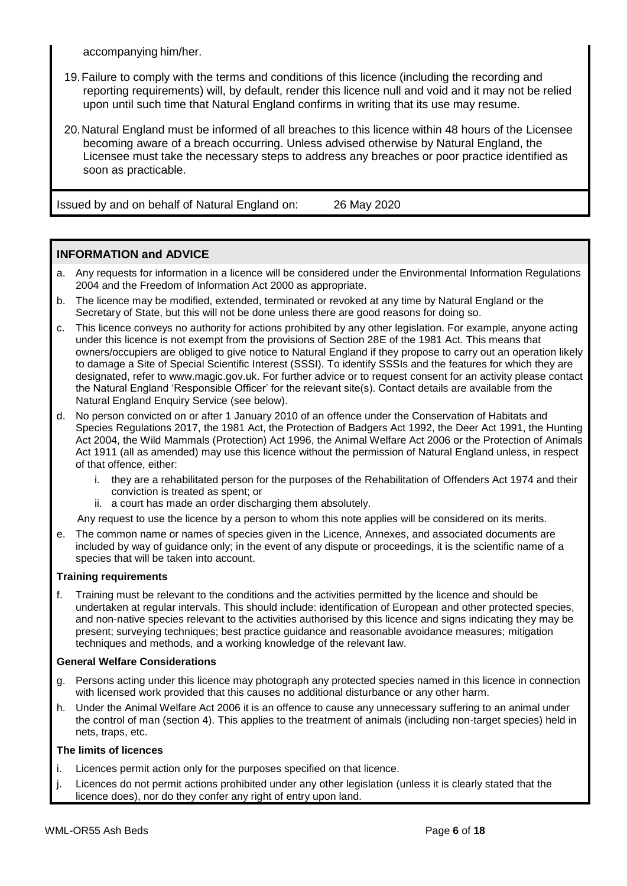accompanying him/her.

19. Failure to comply with the terms and conditions of this licence (including the recording and reporting requirements) will, by default, render this licence null and void and it may not be relied upon until such time that Natural England confirms in writing that its use may resume.

20. Natural England must be informed of all breaches to this licence within 48 hours of the Licensee becoming aware of a breach occurring. Unless advised otherwise by Natural England, the Licensee must take the necessary steps to address any breaches or poor practice identified as soon as practicable.

Issued by and on behalf of Natural England on: 26 May 2020

## INFORMATION and ADVICE

a. Any requests for information in a licence will be considered under the Environmental Information Regulations 2004 and the Freedom of Information Act 2000 as appropriate.

b. The licence may be modified, extended, terminated or revoked at any time by Natural England or the Secretary of State, but this will not be done unless there are good reasons for doing so.

c. This licence conveys no authority for actions prohibited by any other legislation. For example, anyone acting under this licence is not exempt from the provisions of Section 28E of the 1981 Act. This means that owners/occupiers are obliged to give notice to Natural England if they propose to carry out an operation likely to damage a Site of Special Scientific Interest (SSSI). To identify SSSIs and the features for which they are designated, refer to www.magic.gov.uk. For further advice or to request consent for an activity please contact the Natural England 'Responsible Officer' for the relevant site(s). Contact details are available from the Natural England Enquiry Service (see below).

d. No person convicted on or after 1 January 2010 of an offence under the Conservation of Habitats and Species Regulations 2017, the 1981 Act, the Protection of Badgers Act 1992, the Deer Act 1991, the Hunting Act 2004, the Wild Mammals (Protection) Act 1996, the Animal Welfare Act 2006 or the Protection of Animals Act 1911 (all as amended) may use this licence without the permission of Natural England unless, in respect of that offence, either:
   1. they are a rehabilitated person for the purposes of the Rehabilitation of Offenders Act 1974 and their conviction is treated as spent; or
   2. a court has made an order discharging them absolutely.

   Any request to use the licence by a person to whom this note applies will be considered on its merits.

e. The common name or names of species given in the Licence, Annexes, and associated documents are included by way of guidance only; in the event of any dispute or proceedings, it is the scientific name of a species that will be taken into account.

### Training requirements

f. Training must be relevant to the conditions and the activities permitted by the licence and should be undertaken at regular intervals. This should include: identification of European and other protected species, and non-native species relevant to the activities authorised by this licence and signs indicating they may be present; surveying techniques; best practice guidance and reasonable avoidance measures; mitigation techniques and methods, and a working knowledge of the relevant law.

### General Welfare Considerations

g. Persons acting under this licence may photograph any protected species named in this licence in connection with licensed work provided that this causes no additional disturbance or any other harm.

h. Under the Animal Welfare Act 2006 it is an offence to cause any unnecessary suffering to an animal under the control of man (section 4). This applies to the treatment of animals (including non-target species) held in nets, traps, etc.

### The limits of licences

i. Licences permit action only for the purposes specified on that licence.

j. Licences do not permit actions prohibited under any other legislation (unless it is clearly stated that the licence does), nor do they confer any right of entry upon land.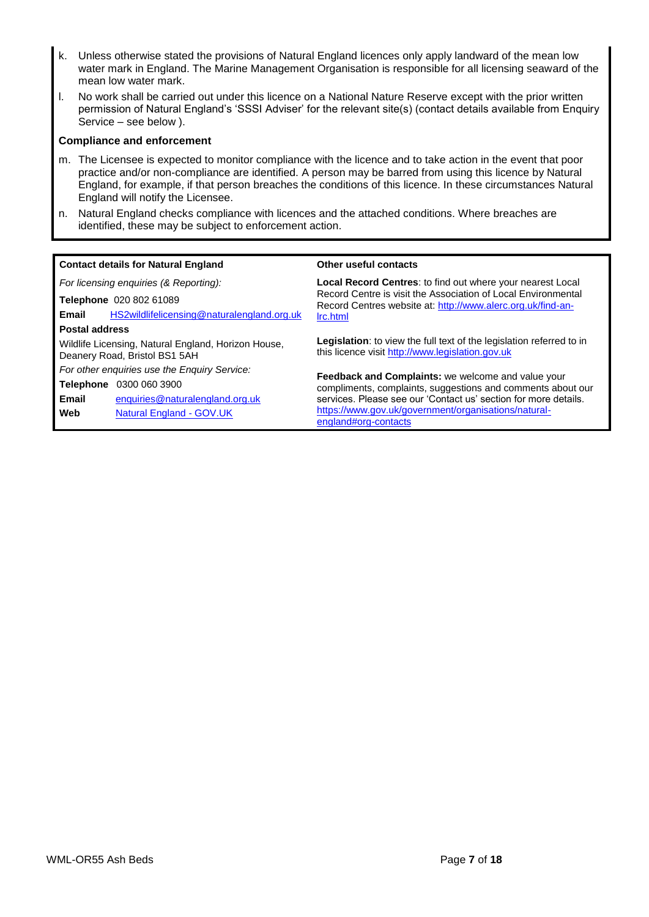k. Unless otherwise stated the provisions of Natural England licences only apply landward of the mean low water mark in England. The Marine Management Organisation is responsible for all licensing seaward of the mean low water mark.

l. No work shall be carried out under this licence on a National Nature Reserve except with the prior written permission of Natural England's 'SSSI Adviser' for the relevant site(s) (contact details available from Enquiry Service – see below ).

**Compliance and enforcement**

m. The Licensee is expected to monitor compliance with the licence and to take action in the event that poor practice and/or non-compliance are identified. A person may be barred from using this licence by Natural England, for example, if that person breaches the conditions of this licence. In these circumstances Natural England will notify the Licensee.

n. Natural England checks compliance with licences and the attached conditions. Where breaches are identified, these may be subject to enforcement action.

**Contact details for Natural England**

*For licensing enquiries (& Reporting):*

**Telephone** 020 802 61089

**Email** HS2wildlifelicensing@naturalengland.org.uk

**Postal address**

Wildlife Licensing, Natural England, Horizon House, Deanery Road, Bristol BS1 5AH

*For other enquiries use the Enquiry Service:*

**Telephone** 0300 060 3900

**Email** enquiries@naturalengland.org.uk

**Web** Natural England - GOV.UK

**Other useful contacts**

**Local Record Centres**: to find out where your nearest Local Record Centre is visit the Association of Local Environmental Record Centres website at: http://www.alerc.org.uk/find-an-lrc.html

**Legislation**: to view the full text of the legislation referred to in this licence visit http://www.legislation.gov.uk

**Feedback and Complaints:** we welcome and value your compliments, complaints, suggestions and comments about our services. Please see our 'Contact us' section for more details. https://www.gov.uk/government/organisations/natural-england#org-contacts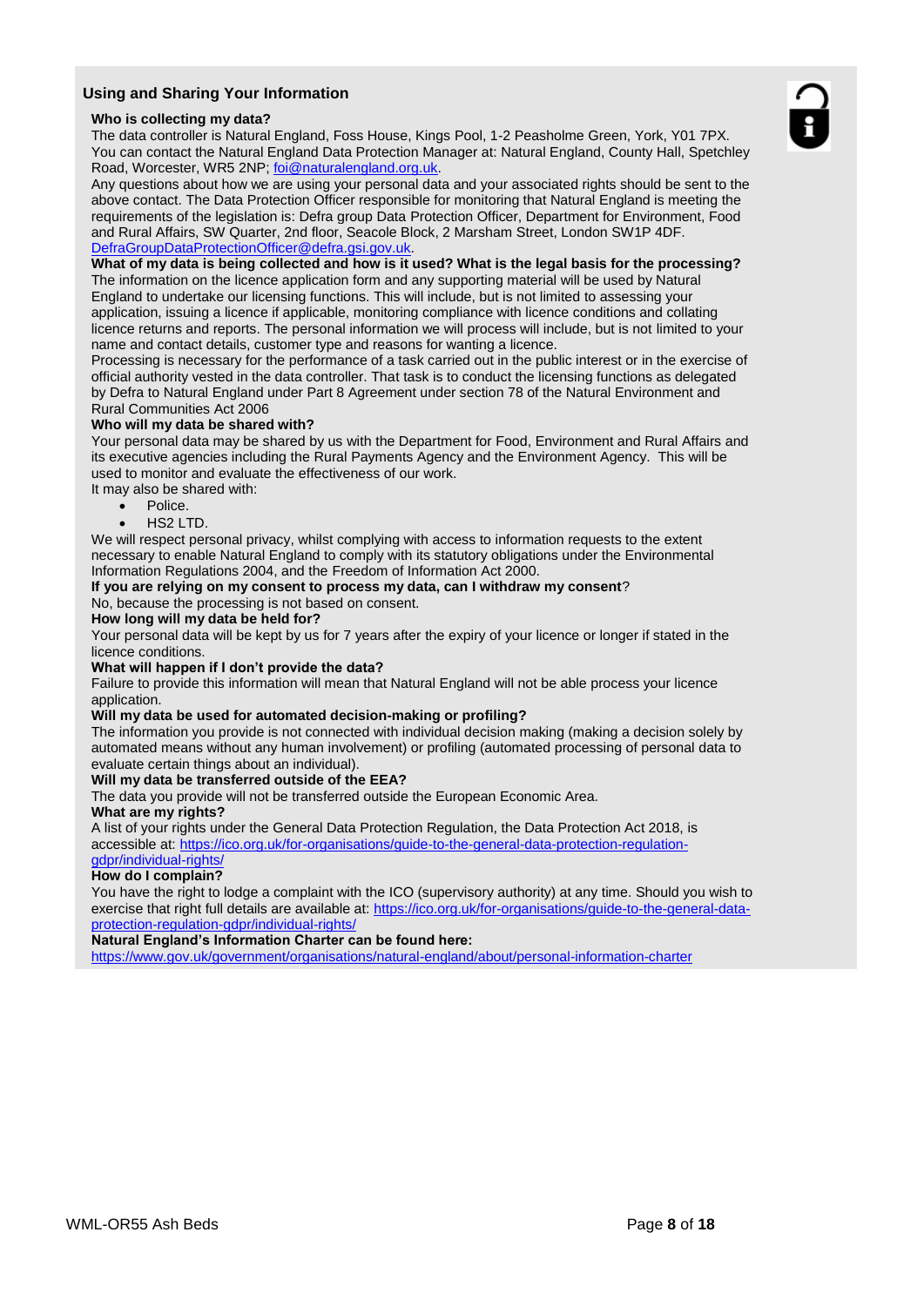## Using and Sharing Your Information

**Who is collecting my data?**

The data controller is Natural England, Foss House, Kings Pool, 1-2 Peasholme Green, York, Y01 7PX. You can contact the Natural England Data Protection Manager at: Natural England, County Hall, Spetchley Road, Worcester, WR5 2NP; foi@naturalengland.org.uk.

Any questions about how we are using your personal data and your associated rights should be sent to the above contact. The Data Protection Officer responsible for monitoring that Natural England is meeting the requirements of the legislation is: Defra group Data Protection Officer, Department for Environment, Food and Rural Affairs, SW Quarter, 2nd floor, Seacole Block, 2 Marsham Street, London SW1P 4DF. DefraGroupDataProtectionOfficer@defra.gsi.gov.uk.

**What of my data is being collected and how is it used? What is the legal basis for the processing?**

The information on the licence application form and any supporting material will be used by Natural England to undertake our licensing functions. This will include, but is not limited to assessing your application, issuing a licence if applicable, monitoring compliance with licence conditions and collating licence returns and reports. The personal information we will process will include, but is not limited to your name and contact details, customer type and reasons for wanting a licence.

Processing is necessary for the performance of a task carried out in the public interest or in the exercise of official authority vested in the data controller. That task is to conduct the licensing functions as delegated by Defra to Natural England under Part 8 Agreement under section 78 of the Natural Environment and Rural Communities Act 2006

**Who will my data be shared with?**

Your personal data may be shared by us with the Department for Food, Environment and Rural Affairs and its executive agencies including the Rural Payments Agency and the Environment Agency. This will be used to monitor and evaluate the effectiveness of our work.

It may also be shared with:

- Police.
- HS2 LTD.

We will respect personal privacy, whilst complying with access to information requests to the extent necessary to enable Natural England to comply with its statutory obligations under the Environmental Information Regulations 2004, and the Freedom of Information Act 2000.

**If you are relying on my consent to process my data, can I withdraw my consent**?

No, because the processing is not based on consent.

**How long will my data be held for?**

Your personal data will be kept by us for 7 years after the expiry of your licence or longer if stated in the licence conditions.

**What will happen if I don't provide the data?**

Failure to provide this information will mean that Natural England will not be able process your licence application.

**Will my data be used for automated decision-making or profiling?**

The information you provide is not connected with individual decision making (making a decision solely by automated means without any human involvement) or profiling (automated processing of personal data to evaluate certain things about an individual).

**Will my data be transferred outside of the EEA?**

The data you provide will not be transferred outside the European Economic Area.

**What are my rights?**

A list of your rights under the General Data Protection Regulation, the Data Protection Act 2018, is accessible at: https://ico.org.uk/for-organisations/guide-to-the-general-data-protection-regulation-gdpr/individual-rights/

**How do I complain?**

You have the right to lodge a complaint with the ICO (supervisory authority) at any time. Should you wish to exercise that right full details are available at: https://ico.org.uk/for-organisations/guide-to-the-general-data-protection-regulation-gdpr/individual-rights/

**Natural England's Information Charter can be found here:**

https://www.gov.uk/government/organisations/natural-england/about/personal-information-charter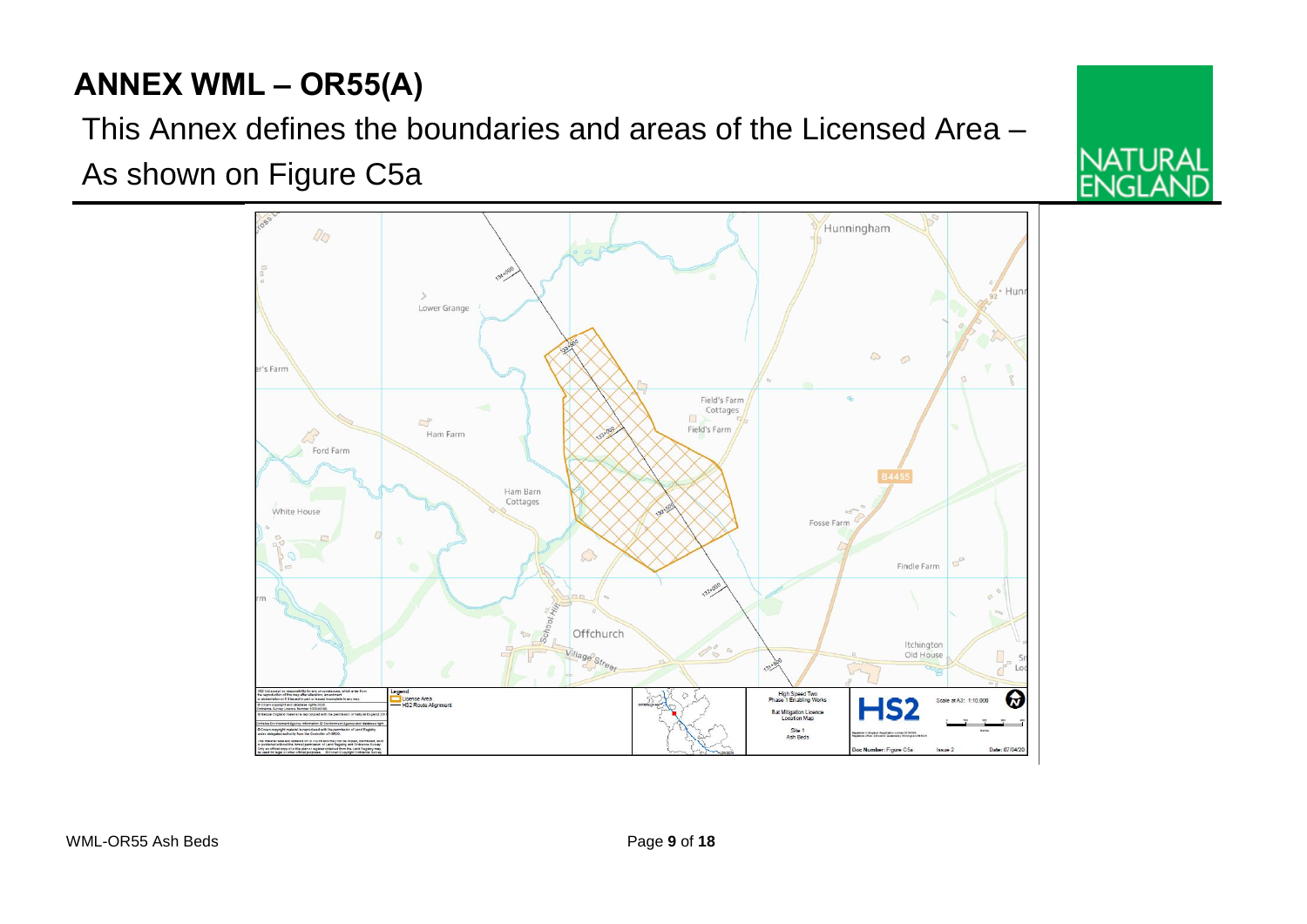# ANNEX WML – OR55(A)

This Annex defines the boundaries and areas of the Licensed Area – As shown on Figure C5a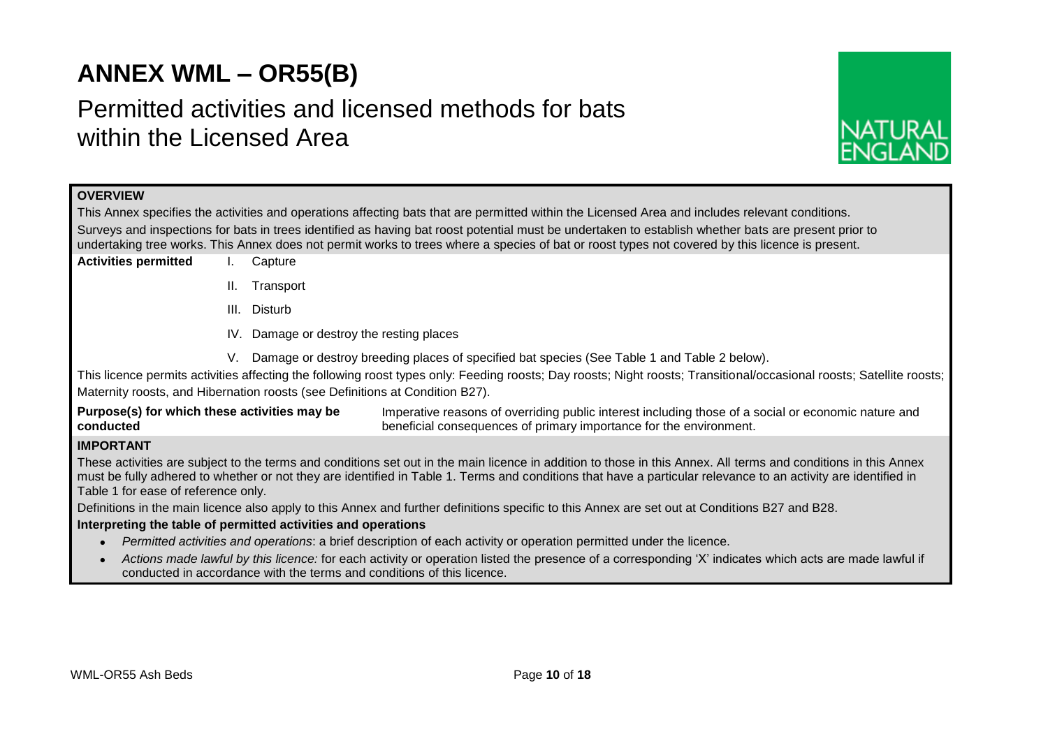# ANNEX WML – OR55(B)

## Permitted activities and licensed methods for bats within the Licensed Area

**OVERVIEW**

This Annex specifies the activities and operations affecting bats that are permitted within the Licensed Area and includes relevant conditions.

Surveys and inspections for bats in trees identified as having bat roost potential must be undertaken to establish whether bats are present prior to undertaking tree works. This Annex does not permit works to trees where a species of bat or roost types not covered by this licence is present.

**Activities permitted**

I. Capture

II. Transport

III. Disturb

IV. Damage or destroy the resting places

V. Damage or destroy breeding places of specified bat species (See Table 1 and Table 2 below).

This licence permits activities affecting the following roost types only: Feeding roosts; Day roosts; Night roosts; Transitional/occasional roosts; Satellite roosts; Maternity roosts, and Hibernation roosts (see Definitions at Condition B27).

**Purpose(s) for which these activities may be conducted**

Imperative reasons of overriding public interest including those of a social or economic nature and beneficial consequences of primary importance for the environment.

**IMPORTANT**

These activities are subject to the terms and conditions set out in the main licence in addition to those in this Annex. All terms and conditions in this Annex must be fully adhered to whether or not they are identified in Table 1. Terms and conditions that have a particular relevance to an activity are identified in Table 1 for ease of reference only.

Definitions in the main licence also apply to this Annex and further definitions specific to this Annex are set out at Conditions B27 and B28.

**Interpreting the table of permitted activities and operations**

- *Permitted activities and operations*: a brief description of each activity or operation permitted under the licence.
- *Actions made lawful by this licence:* for each activity or operation listed the presence of a corresponding 'X' indicates which acts are made lawful if conducted in accordance with the terms and conditions of this licence.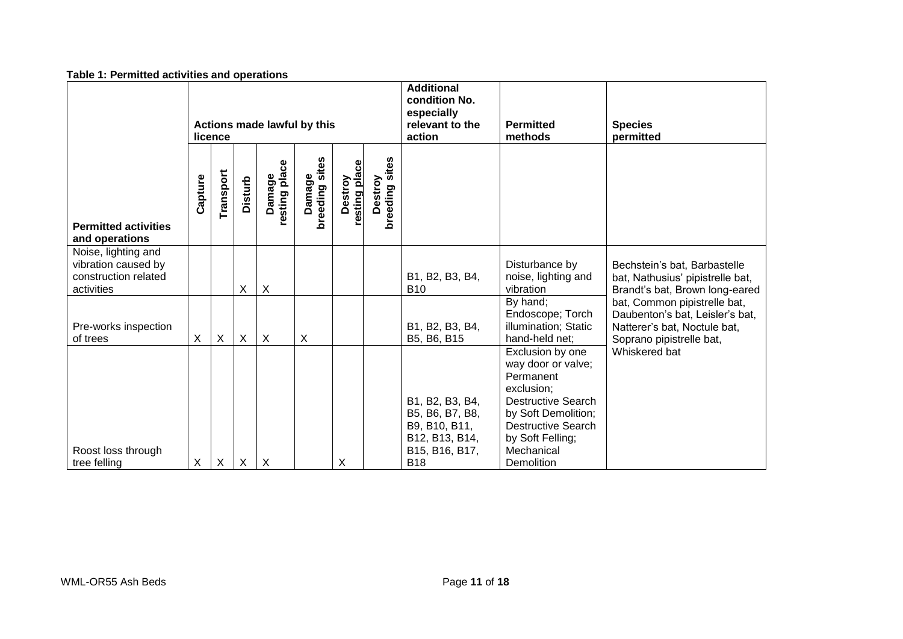**Table 1: Permitted activities and operations**

| Permitted activities and operations | Actions made lawful by this licence | | | | | | | Additional condition No. especially relevant to the action | Permitted methods | Species permitted |
|---|---|---|---|---|---|---|---|---|---|---|
| | Capture | Transport | Disturb | Damage resting place | Damage breeding sites | Destroy resting place | Destroy breeding sites | | | |
| Noise, lighting and vibration caused by construction related activities | | | X | X | | | | B1, B2, B3, B4, B10 | Disturbance by noise, lighting and vibration | Bechstein's bat, Barbastelle bat, Nathusius' pipistrelle bat, Brandt's bat, Brown long-eared bat, Common pipistrelle bat, Daubenton's bat, Leisler's bat, Natterer's bat, Noctule bat, Soprano pipistrelle bat, Whiskered bat |
| Pre-works inspection of trees | X | X | X | X | X | | | B1, B2, B3, B4, B5, B6, B15 | By hand; Endoscope; Torch illumination; Static hand-held net; | |
| Roost loss through tree felling | X | X | X | X | | X | | B1, B2, B3, B4, B5, B6, B7, B8, B9, B10, B11, B12, B13, B14, B15, B16, B17, B18 | Exclusion by one way door or valve; Permanent exclusion; Destructive Search by Soft Demolition; Destructive Search by Soft Felling; Mechanical Demolition | |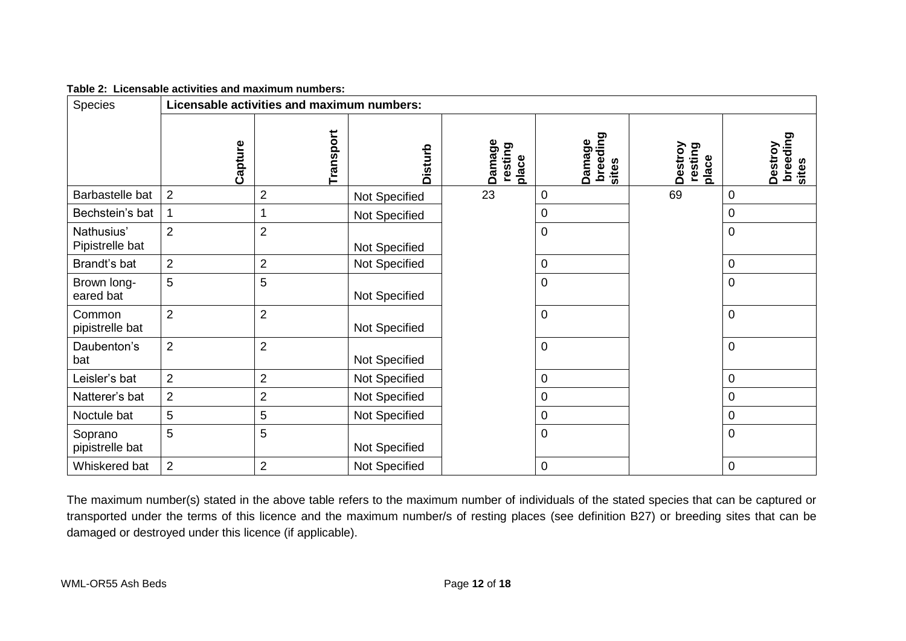**Table 2: Licensable activities and maximum numbers:**

| Species | Licensable activities and maximum numbers: | | | | | | |
|---|---|---|---|---|---|---|---|
| | Capture | Transport | Disturb | Damage resting place | Damage breeding sites | Destroy resting place | Destroy breeding sites |
| Barbastelle bat | 2 | 2 | Not Specified | 23 | 0 | 69 | 0 |
| Bechstein's bat | 1 | 1 | Not Specified | | 0 | | 0 |
| Nathusius' Pipistrelle bat | 2 | 2 | Not Specified | | 0 | | 0 |
| Brandt's bat | 2 | 2 | Not Specified | | 0 | | 0 |
| Brown long-eared bat | 5 | 5 | Not Specified | | 0 | | 0 |
| Common pipistrelle bat | 2 | 2 | Not Specified | | 0 | | 0 |
| Daubenton's bat | 2 | 2 | Not Specified | | 0 | | 0 |
| Leisler's bat | 2 | 2 | Not Specified | | 0 | | 0 |
| Natterer's bat | 2 | 2 | Not Specified | | 0 | | 0 |
| Noctule bat | 5 | 5 | Not Specified | | 0 | | 0 |
| Soprano pipistrelle bat | 5 | 5 | Not Specified | | 0 | | 0 |
| Whiskered bat | 2 | 2 | Not Specified | | 0 | | 0 |

The maximum number(s) stated in the above table refers to the maximum number of individuals of the stated species that can be captured or transported under the terms of this licence and the maximum number/s of resting places (see definition B27) or breeding sites that can be damaged or destroyed under this licence (if applicable).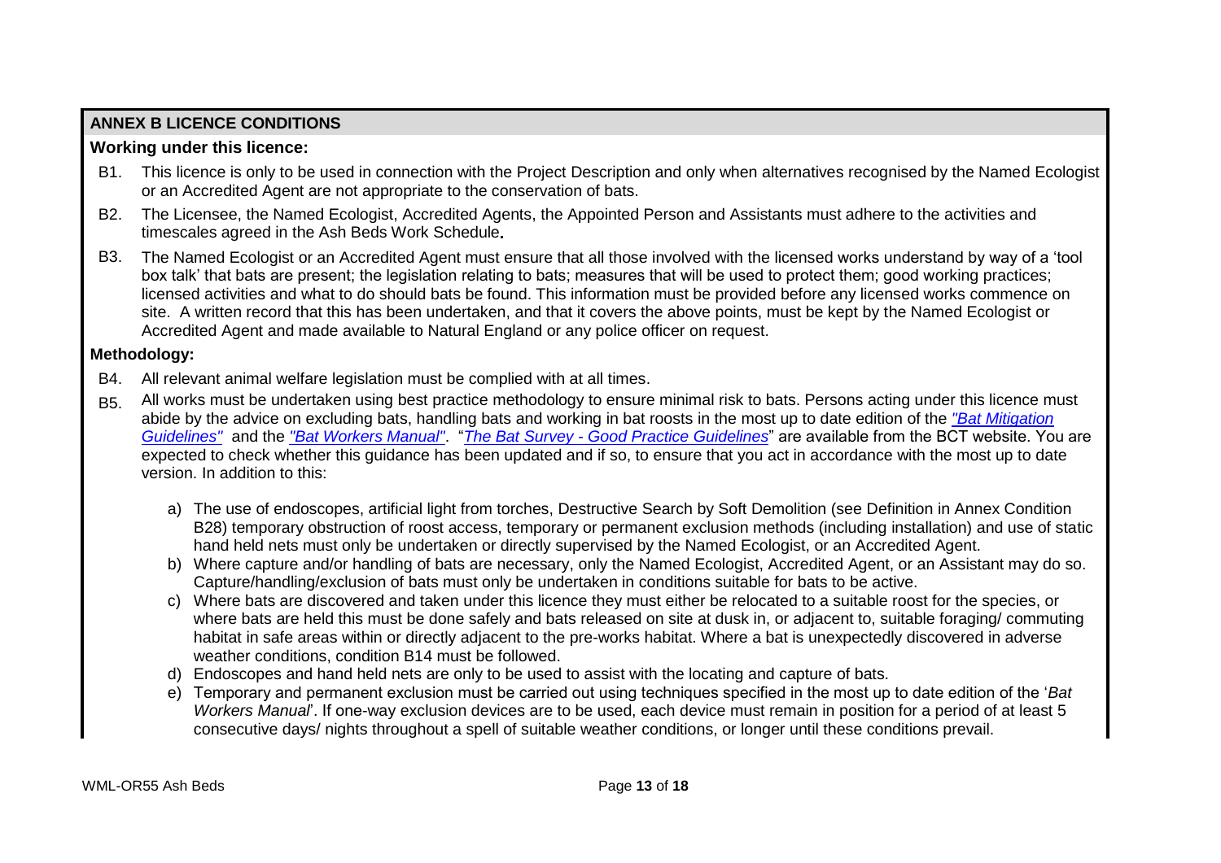## ANNEX B LICENCE CONDITIONS

### Working under this licence:

B1. This licence is only to be used in connection with the Project Description and only when alternatives recognised by the Named Ecologist or an Accredited Agent are not appropriate to the conservation of bats.

B2. The Licensee, the Named Ecologist, Accredited Agents, the Appointed Person and Assistants must adhere to the activities and timescales agreed in the Ash Beds Work Schedule**.**

B3. The Named Ecologist or an Accredited Agent must ensure that all those involved with the licensed works understand by way of a 'tool box talk' that bats are present; the legislation relating to bats; measures that will be used to protect them; good working practices; licensed activities and what to do should bats be found. This information must be provided before any licensed works commence on site. A written record that this has been undertaken, and that it covers the above points, must be kept by the Named Ecologist or Accredited Agent and made available to Natural England or any police officer on request.

### Methodology:

B4. All relevant animal welfare legislation must be complied with at all times.

B5. All works must be undertaken using best practice methodology to ensure minimal risk to bats. Persons acting under this licence must abide by the advice on excluding bats, handling bats and working in bat roosts in the most up to date edition of the *"Bat Mitigation Guidelines"* and the *"Bat Workers Manual"*. "*The Bat Survey - Good Practice Guidelines*" are available from the BCT website. You are expected to check whether this guidance has been updated and if so, to ensure that you act in accordance with the most up to date version. In addition to this:

a) The use of endoscopes, artificial light from torches, Destructive Search by Soft Demolition (see Definition in Annex Condition B28) temporary obstruction of roost access, temporary or permanent exclusion methods (including installation) and use of static hand held nets must only be undertaken or directly supervised by the Named Ecologist, or an Accredited Agent.

b) Where capture and/or handling of bats are necessary, only the Named Ecologist, Accredited Agent, or an Assistant may do so. Capture/handling/exclusion of bats must only be undertaken in conditions suitable for bats to be active.

c) Where bats are discovered and taken under this licence they must either be relocated to a suitable roost for the species, or where bats are held this must be done safely and bats released on site at dusk in, or adjacent to, suitable foraging/ commuting habitat in safe areas within or directly adjacent to the pre-works habitat. Where a bat is unexpectedly discovered in adverse weather conditions, condition B14 must be followed.

d) Endoscopes and hand held nets are only to be used to assist with the locating and capture of bats.

e) Temporary and permanent exclusion must be carried out using techniques specified in the most up to date edition of the '*Bat Workers Manual*'. If one-way exclusion devices are to be used, each device must remain in position for a period of at least 5 consecutive days/ nights throughout a spell of suitable weather conditions, or longer until these conditions prevail.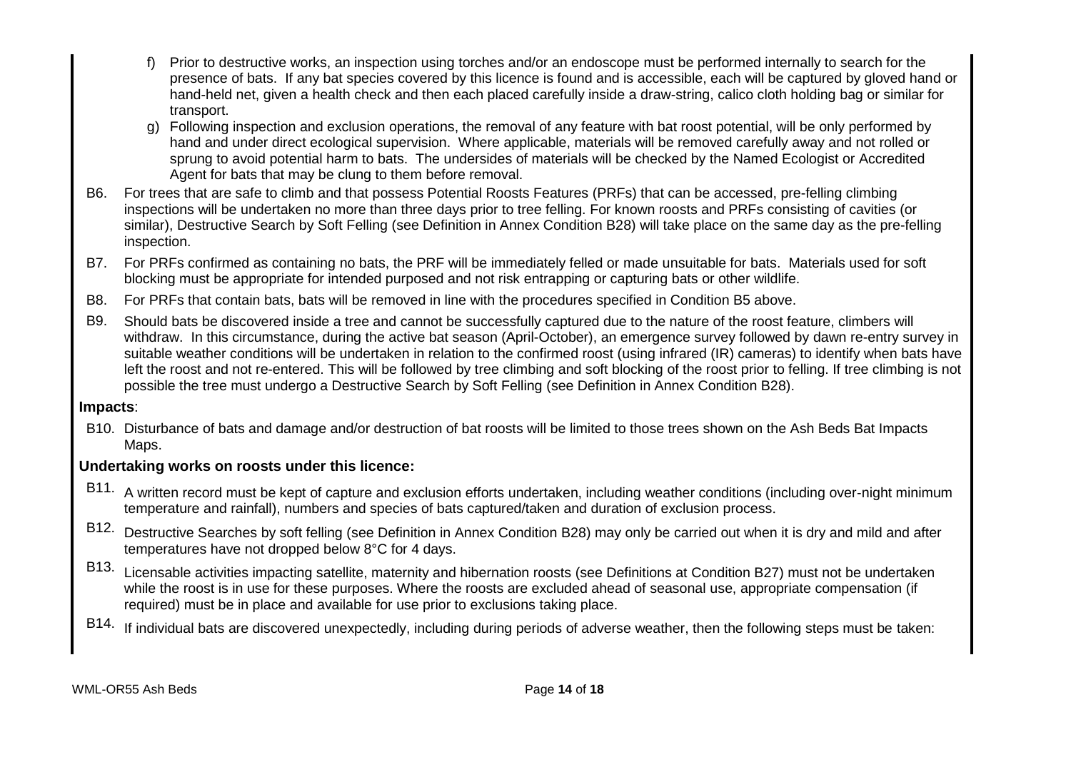f) Prior to destructive works, an inspection using torches and/or an endoscope must be performed internally to search for the presence of bats. If any bat species covered by this licence is found and is accessible, each will be captured by gloved hand or hand-held net, given a health check and then each placed carefully inside a draw-string, calico cloth holding bag or similar for transport.

g) Following inspection and exclusion operations, the removal of any feature with bat roost potential, will be only performed by hand and under direct ecological supervision. Where applicable, materials will be removed carefully away and not rolled or sprung to avoid potential harm to bats. The undersides of materials will be checked by the Named Ecologist or Accredited Agent for bats that may be clung to them before removal.

B6. For trees that are safe to climb and that possess Potential Roosts Features (PRFs) that can be accessed, pre-felling climbing inspections will be undertaken no more than three days prior to tree felling. For known roosts and PRFs consisting of cavities (or similar), Destructive Search by Soft Felling (see Definition in Annex Condition B28) will take place on the same day as the pre-felling inspection.

B7. For PRFs confirmed as containing no bats, the PRF will be immediately felled or made unsuitable for bats. Materials used for soft blocking must be appropriate for intended purposed and not risk entrapping or capturing bats or other wildlife.

B8. For PRFs that contain bats, bats will be removed in line with the procedures specified in Condition B5 above.

B9. Should bats be discovered inside a tree and cannot be successfully captured due to the nature of the roost feature, climbers will withdraw. In this circumstance, during the active bat season (April-October), an emergence survey followed by dawn re-entry survey in suitable weather conditions will be undertaken in relation to the confirmed roost (using infrared (IR) cameras) to identify when bats have left the roost and not re-entered. This will be followed by tree climbing and soft blocking of the roost prior to felling. If tree climbing is not possible the tree must undergo a Destructive Search by Soft Felling (see Definition in Annex Condition B28).

**Impacts**:

B10. Disturbance of bats and damage and/or destruction of bat roosts will be limited to those trees shown on the Ash Beds Bat Impacts Maps.

**Undertaking works on roosts under this licence:**

B11. A written record must be kept of capture and exclusion efforts undertaken, including weather conditions (including over-night minimum temperature and rainfall), numbers and species of bats captured/taken and duration of exclusion process.

B12. Destructive Searches by soft felling (see Definition in Annex Condition B28) may only be carried out when it is dry and mild and after temperatures have not dropped below 8°C for 4 days.

B13. Licensable activities impacting satellite, maternity and hibernation roosts (see Definitions at Condition B27) must not be undertaken while the roost is in use for these purposes. Where the roosts are excluded ahead of seasonal use, appropriate compensation (if required) must be in place and available for use prior to exclusions taking place.

B14. If individual bats are discovered unexpectedly, including during periods of adverse weather, then the following steps must be taken: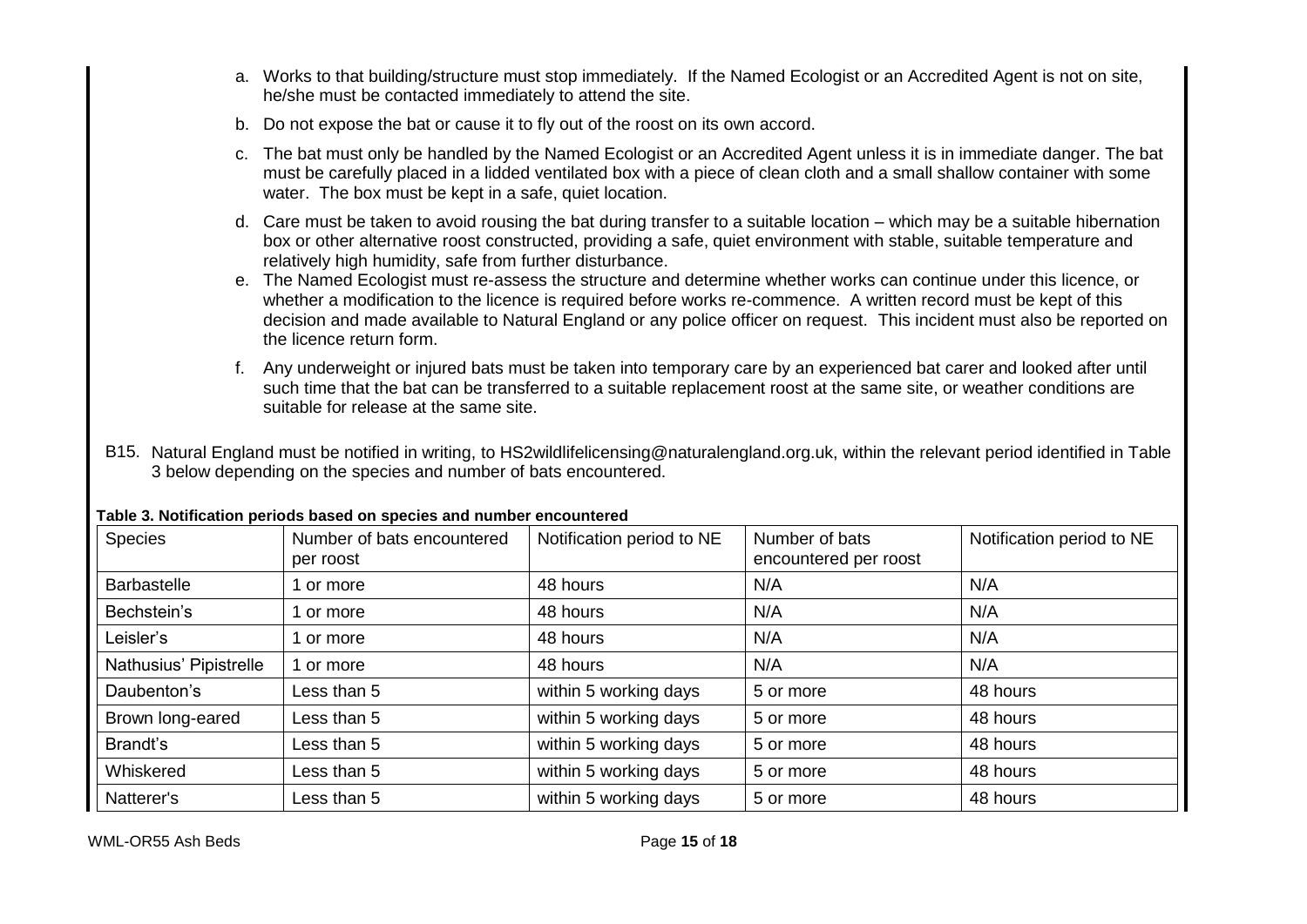a. Works to that building/structure must stop immediately. If the Named Ecologist or an Accredited Agent is not on site, he/she must be contacted immediately to attend the site.

b. Do not expose the bat or cause it to fly out of the roost on its own accord.

c. The bat must only be handled by the Named Ecologist or an Accredited Agent unless it is in immediate danger. The bat must be carefully placed in a lidded ventilated box with a piece of clean cloth and a small shallow container with some water. The box must be kept in a safe, quiet location.

d. Care must be taken to avoid rousing the bat during transfer to a suitable location – which may be a suitable hibernation box or other alternative roost constructed, providing a safe, quiet environment with stable, suitable temperature and relatively high humidity, safe from further disturbance.

e. The Named Ecologist must re-assess the structure and determine whether works can continue under this licence, or whether a modification to the licence is required before works re-commence. A written record must be kept of this decision and made available to Natural England or any police officer on request. This incident must also be reported on the licence return form.

f. Any underweight or injured bats must be taken into temporary care by an experienced bat carer and looked after until such time that the bat can be transferred to a suitable replacement roost at the same site, or weather conditions are suitable for release at the same site.

B15. Natural England must be notified in writing, to HS2wildlifelicensing@naturalengland.org.uk, within the relevant period identified in Table 3 below depending on the species and number of bats encountered.

**Table 3. Notification periods based on species and number encountered**

| Species | Number of bats encountered per roost | Notification period to NE | Number of bats encountered per roost | Notification period to NE |
|---|---|---|---|---|
| Barbastelle | 1 or more | 48 hours | N/A | N/A |
| Bechstein's | 1 or more | 48 hours | N/A | N/A |
| Leisler's | 1 or more | 48 hours | N/A | N/A |
| Nathusius' Pipistrelle | 1 or more | 48 hours | N/A | N/A |
| Daubenton's | Less than 5 | within 5 working days | 5 or more | 48 hours |
| Brown long-eared | Less than 5 | within 5 working days | 5 or more | 48 hours |
| Brandt's | Less than 5 | within 5 working days | 5 or more | 48 hours |
| Whiskered | Less than 5 | within 5 working days | 5 or more | 48 hours |
| Natterer's | Less than 5 | within 5 working days | 5 or more | 48 hours |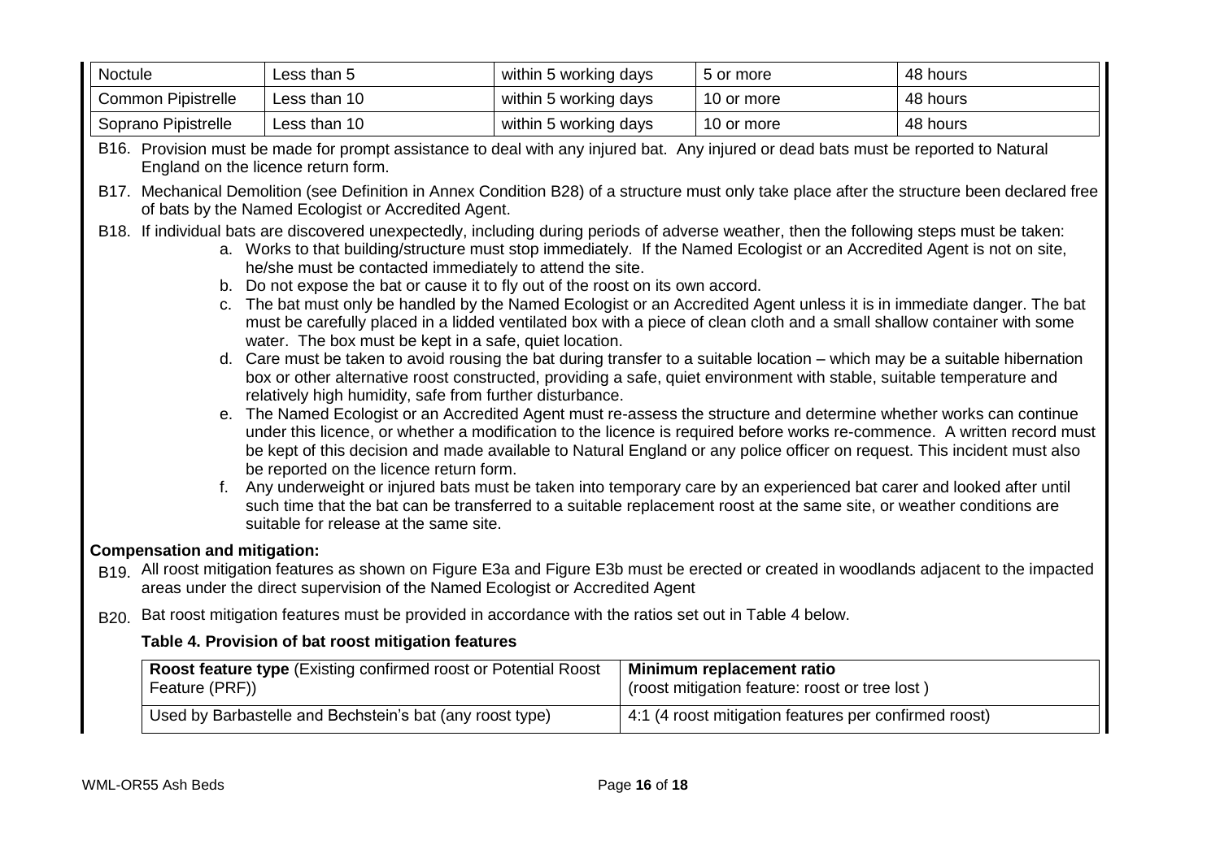| Noctule | Less than 5 | within 5 working days | 5 or more | 48 hours |
|---|---|---|---|---|
| Common Pipistrelle | Less than 10 | within 5 working days | 10 or more | 48 hours |
| Soprano Pipistrelle | Less than 10 | within 5 working days | 10 or more | 48 hours |

B16. Provision must be made for prompt assistance to deal with any injured bat. Any injured or dead bats must be reported to Natural England on the licence return form.

B17. Mechanical Demolition (see Definition in Annex Condition B28) of a structure must only take place after the structure been declared free of bats by the Named Ecologist or Accredited Agent.

B18. If individual bats are discovered unexpectedly, including during periods of adverse weather, then the following steps must be taken:

a. Works to that building/structure must stop immediately. If the Named Ecologist or an Accredited Agent is not on site, he/she must be contacted immediately to attend the site.
b. Do not expose the bat or cause it to fly out of the roost on its own accord.
c. The bat must only be handled by the Named Ecologist or an Accredited Agent unless it is in immediate danger. The bat must be carefully placed in a lidded ventilated box with a piece of clean cloth and a small shallow container with some water. The box must be kept in a safe, quiet location.
d. Care must be taken to avoid rousing the bat during transfer to a suitable location – which may be a suitable hibernation box or other alternative roost constructed, providing a safe, quiet environment with stable, suitable temperature and relatively high humidity, safe from further disturbance.
e. The Named Ecologist or an Accredited Agent must re-assess the structure and determine whether works can continue under this licence, or whether a modification to the licence is required before works re-commence. A written record must be kept of this decision and made available to Natural England or any police officer on request. This incident must also be reported on the licence return form.
f. Any underweight or injured bats must be taken into temporary care by an experienced bat carer and looked after until such time that the bat can be transferred to a suitable replacement roost at the same site, or weather conditions are suitable for release at the same site.

**Compensation and mitigation:**

B19. All roost mitigation features as shown on Figure E3a and Figure E3b must be erected or created in woodlands adjacent to the impacted areas under the direct supervision of the Named Ecologist or Accredited Agent

B20. Bat roost mitigation features must be provided in accordance with the ratios set out in Table 4 below.

**Table 4. Provision of bat roost mitigation features**

| **Roost feature type** (Existing confirmed roost or Potential Roost Feature (PRF)) | **Minimum replacement ratio** (roost mitigation feature: roost or tree lost ) |
|---|---|
| Used by Barbastelle and Bechstein's bat (any roost type) | 4:1 (4 roost mitigation features per confirmed roost) |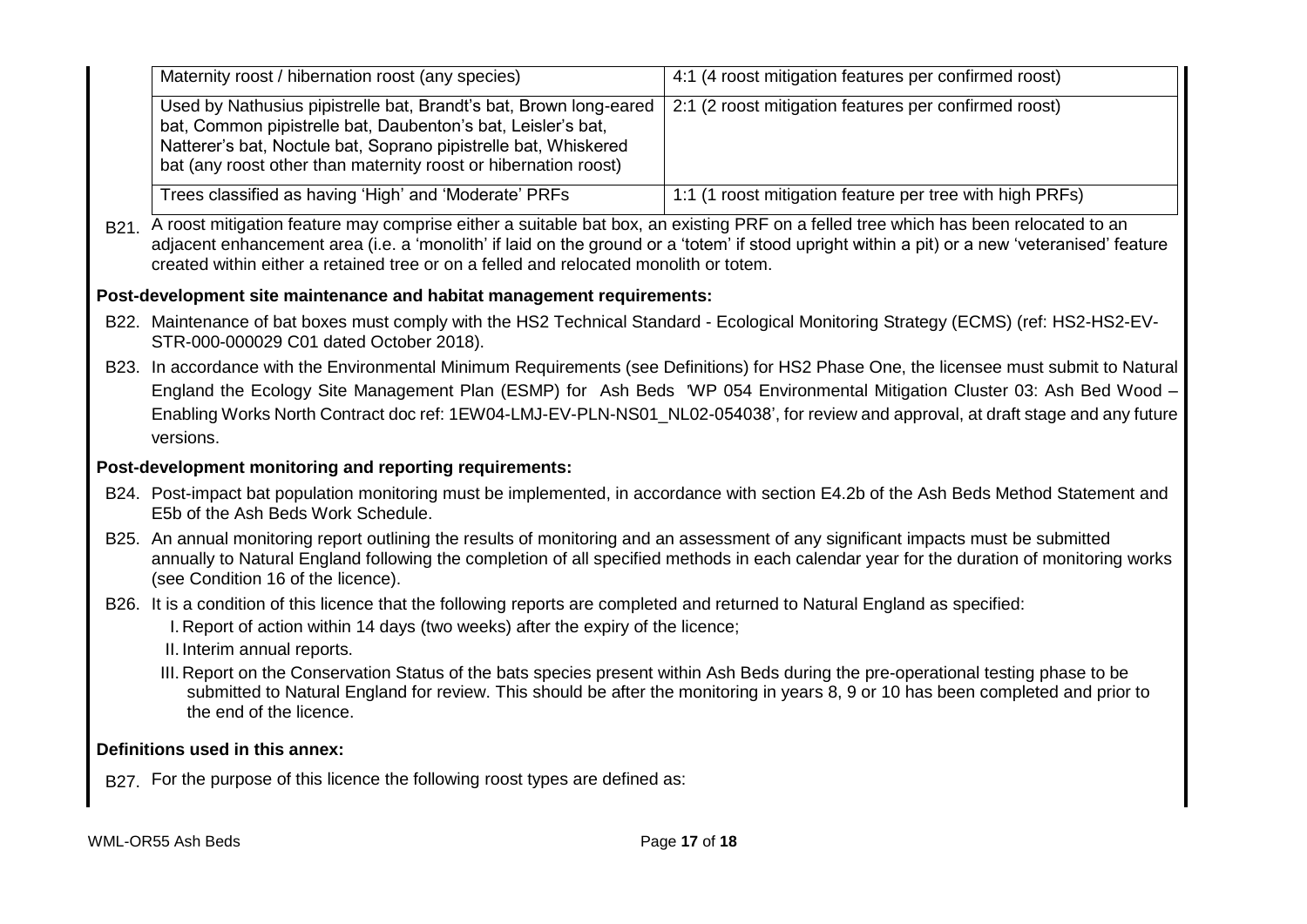| Maternity roost / hibernation roost (any species) | 4:1 (4 roost mitigation features per confirmed roost) |
|---|---|
| Used by Nathusius pipistrelle bat, Brandt's bat, Brown long-eared bat, Common pipistrelle bat, Daubenton's bat, Leisler's bat, Natterer's bat, Noctule bat, Soprano pipistrelle bat, Whiskered bat (any roost other than maternity roost or hibernation roost) | 2:1 (2 roost mitigation features per confirmed roost) |
| Trees classified as having 'High' and 'Moderate' PRFs | 1:1 (1 roost mitigation feature per tree with high PRFs) |

B21. A roost mitigation feature may comprise either a suitable bat box, an existing PRF on a felled tree which has been relocated to an adjacent enhancement area (i.e. a 'monolith' if laid on the ground or a 'totem' if stood upright within a pit) or a new 'veteranised' feature created within either a retained tree or on a felled and relocated monolith or totem.

**Post-development site maintenance and habitat management requirements:**

B22. Maintenance of bat boxes must comply with the HS2 Technical Standard - Ecological Monitoring Strategy (ECMS) (ref: HS2-HS2-EV-STR-000-000029 C01 dated October 2018).

B23. In accordance with the Environmental Minimum Requirements (see Definitions) for HS2 Phase One, the licensee must submit to Natural England the Ecology Site Management Plan (ESMP) for Ash Beds 'WP 054 Environmental Mitigation Cluster 03: Ash Bed Wood – Enabling Works North Contract doc ref: 1EW04-LMJ-EV-PLN-NS01_NL02-054038', for review and approval, at draft stage and any future versions.

**Post-development monitoring and reporting requirements:**

B24. Post-impact bat population monitoring must be implemented, in accordance with section E4.2b of the Ash Beds Method Statement and E5b of the Ash Beds Work Schedule.

B25. An annual monitoring report outlining the results of monitoring and an assessment of any significant impacts must be submitted annually to Natural England following the completion of all specified methods in each calendar year for the duration of monitoring works (see Condition 16 of the licence).

B26. It is a condition of this licence that the following reports are completed and returned to Natural England as specified:

I. Report of action within 14 days (two weeks) after the expiry of the licence;

II. Interim annual reports.

III. Report on the Conservation Status of the bats species present within Ash Beds during the pre-operational testing phase to be submitted to Natural England for review. This should be after the monitoring in years 8, 9 or 10 has been completed and prior to the end of the licence.

**Definitions used in this annex:**

B27. For the purpose of this licence the following roost types are defined as: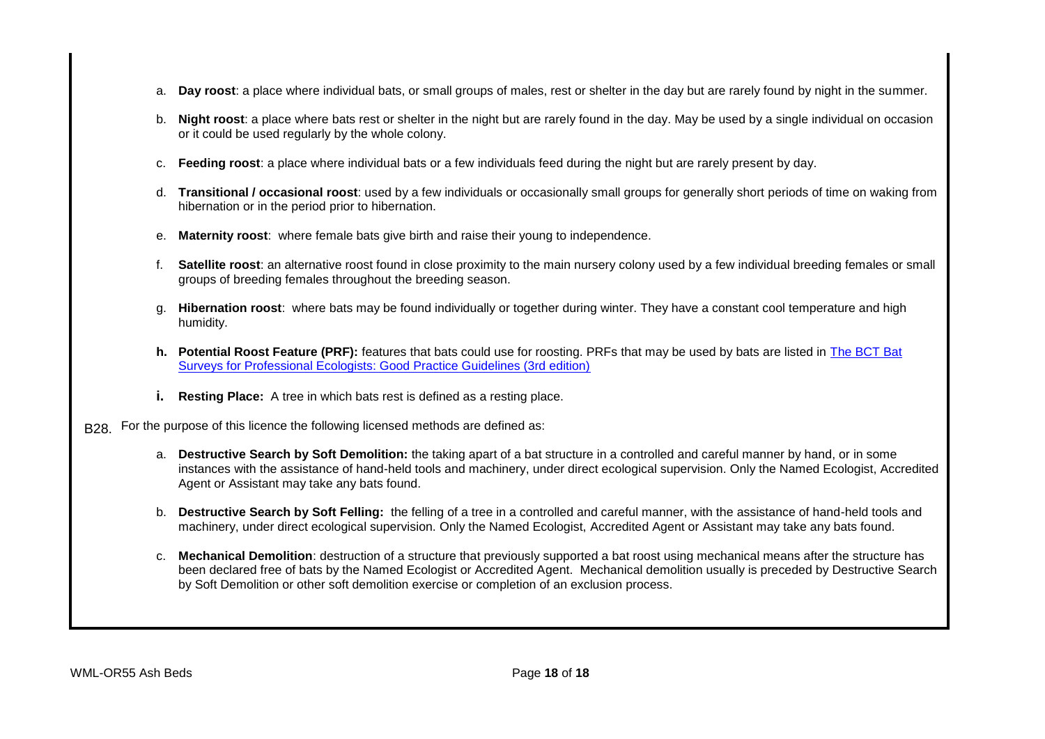a. **Day roost**: a place where individual bats, or small groups of males, rest or shelter in the day but are rarely found by night in the summer.

b. **Night roost**: a place where bats rest or shelter in the night but are rarely found in the day. May be used by a single individual on occasion or it could be used regularly by the whole colony.

c. **Feeding roost**: a place where individual bats or a few individuals feed during the night but are rarely present by day.

d. **Transitional / occasional roost**: used by a few individuals or occasionally small groups for generally short periods of time on waking from hibernation or in the period prior to hibernation.

e. **Maternity roost**: where female bats give birth and raise their young to independence.

f. **Satellite roost**: an alternative roost found in close proximity to the main nursery colony used by a few individual breeding females or small groups of breeding females throughout the breeding season.

g. **Hibernation roost**: where bats may be found individually or together during winter. They have a constant cool temperature and high humidity.

h. **Potential Roost Feature (PRF):** features that bats could use for roosting. PRFs that may be used by bats are listed in The BCT Bat Surveys for Professional Ecologists: Good Practice Guidelines (3rd edition)

i. **Resting Place:** A tree in which bats rest is defined as a resting place.

B28. For the purpose of this licence the following licensed methods are defined as:

a. **Destructive Search by Soft Demolition:** the taking apart of a bat structure in a controlled and careful manner by hand, or in some instances with the assistance of hand-held tools and machinery, under direct ecological supervision. Only the Named Ecologist, Accredited Agent or Assistant may take any bats found.

b. **Destructive Search by Soft Felling:** the felling of a tree in a controlled and careful manner, with the assistance of hand-held tools and machinery, under direct ecological supervision. Only the Named Ecologist, Accredited Agent or Assistant may take any bats found.

c. **Mechanical Demolition**: destruction of a structure that previously supported a bat roost using mechanical means after the structure has been declared free of bats by the Named Ecologist or Accredited Agent. Mechanical demolition usually is preceded by Destructive Search by Soft Demolition or other soft demolition exercise or completion of an exclusion process.